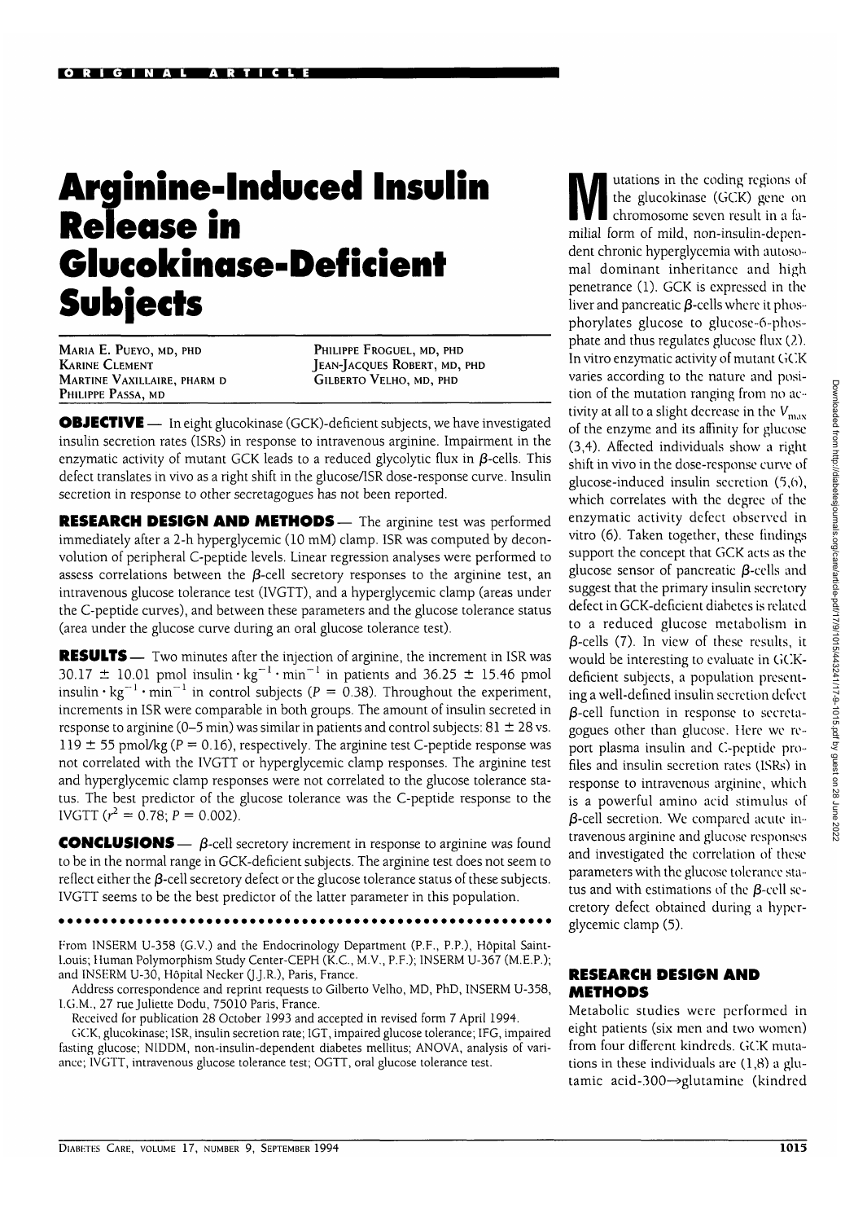ORIGINAL ARTICLE

# Arginine-Induced Insulin Release in Glucokinase-Deficient Subjects

Maria E. Pueyo, MD, PhD
Karine Clement
Martine Vaxillaire, PharmD
Philippe Passa, MD
Philippe Froguel, MD, PhD
Jean-Jacques Robert, MD, PhD
Gilberto Velho, MD, PhD

**OBJECTIVE** — In eight glucokinase (GCK)-deficient subjects, we have investigated insulin secretion rates (ISRs) in response to intravenous arginine. Impairment in the enzymatic activity of mutant GCK leads to a reduced glycolytic flux in β-cells. This defect translates in vivo as a right shift in the glucose/ISR dose-response curve. Insulin secretion in response to other secretagogues has not been reported.

**RESEARCH DESIGN AND METHODS** — The arginine test was performed immediately after a 2-h hyperglycemic (10 mM) clamp. ISR was computed by deconvolution of peripheral C-peptide levels. Linear regression analyses were performed to assess correlations between the β-cell secretory responses to the arginine test, an intravenous glucose tolerance test (IVGTT), and a hyperglycemic clamp (areas under the C-peptide curves), and between these parameters and the glucose tolerance status (area under the glucose curve during an oral glucose tolerance test).

**RESULTS** — Two minutes after the injection of arginine, the increment in ISR was 30.17 ± 10.01 pmol insulin · $kg^{-1}$ · $min^{-1}$ in patients and 36.25 ± 15.46 pmol insulin · $kg^{-1}$ · $min^{-1}$ in control subjects ($P = 0.38$). Throughout the experiment, increments in ISR were comparable in both groups. The amount of insulin secreted in response to arginine (0–5 min) was similar in patients and control subjects: 81 ± 28 vs. 119 ± 55 pmol/kg ($P = 0.16$), respectively. The arginine test C-peptide response was not correlated with the IVGTT or hyperglycemic clamp responses. The arginine test and hyperglycemic clamp responses were not correlated to the glucose tolerance status. The best predictor of the glucose tolerance was the C-peptide response to the IVGTT ($r^2 = 0.78$; $P = 0.002$).

**CONCLUSIONS** — β-cell secretory increment in response to arginine was found to be in the normal range in GCK-deficient subjects. The arginine test does not seem to reflect either the β-cell secretory defect or the glucose tolerance status of these subjects. IVGTT seems to be the best predictor of the latter parameter in this population.

From INSERM U-358 (G.V.) and the Endocrinology Department (P.F., P.P.), Hôpital Saint-Louis; Human Polymorphism Study Center-CEPH (K.C., M.V., P.F.); INSERM U-367 (M.E.P.); and INSERM U-30, Hôpital Necker (J.J.R.), Paris, France.

Address correspondence and reprint requests to Gilberto Velho, MD, PhD, INSERM U-358, I.G.M., 27 rue Juliette Dodu, 75010 Paris, France.

Received for publication 28 October 1993 and accepted in revised form 7 April 1994.

GCK, glucokinase; ISR, insulin secretion rate; IGT, impaired glucose tolerance; IFG, impaired fasting glucose; NIDDM, non-insulin-dependent diabetes mellitus; ANOVA, analysis of variance; IVGTT, intravenous glucose tolerance test; OGTT, oral glucose tolerance test.

Mutations in the coding regions of the glucokinase (GCK) gene on chromosome seven result in a familial form of mild, non-insulin-dependent chronic hyperglycemia with autosomal dominant inheritance and high penetrance (1). GCK is expressed in the liver and pancreatic β-cells where it phosphorylates glucose to glucose-6-phosphate and thus regulates glucose flux (2). In vitro enzymatic activity of mutant GCK varies according to the nature and position of the mutation ranging from no activity at all to a slight decrease in the $V_{max}$ of the enzyme and its affinity for glucose (3,4). Affected individuals show a right shift in vivo in the dose-response curve of glucose-induced insulin secretion (5,6), which correlates with the degree of the enzymatic activity defect observed in vitro (6). Taken together, these findings support the concept that GCK acts as the glucose sensor of pancreatic β-cells and suggest that the primary insulin secretory defect in GCK-deficient diabetes is related to a reduced glucose metabolism in β-cells (7). In view of these results, it would be interesting to evaluate in GCK-deficient subjects, a population presenting a well-defined insulin secretion defect β-cell function in response to secretagogues other than glucose. Here we report plasma insulin and C-peptide profiles and insulin secretion rates (ISRs) in response to intravenous arginine, which is a powerful amino acid stimulus of β-cell secretion. We compared acute intravenous arginine and glucose responses and investigated the correlation of these parameters with the glucose tolerance status and with estimations of the β-cell secretory defect obtained during a hyperglycemic clamp (5).

## RESEARCH DESIGN AND METHODS

Metabolic studies were performed in eight patients (six men and two women) from four different kindreds. GCK mutations in these individuals are (1,8) a glutamic acid-300→glutamine (kindred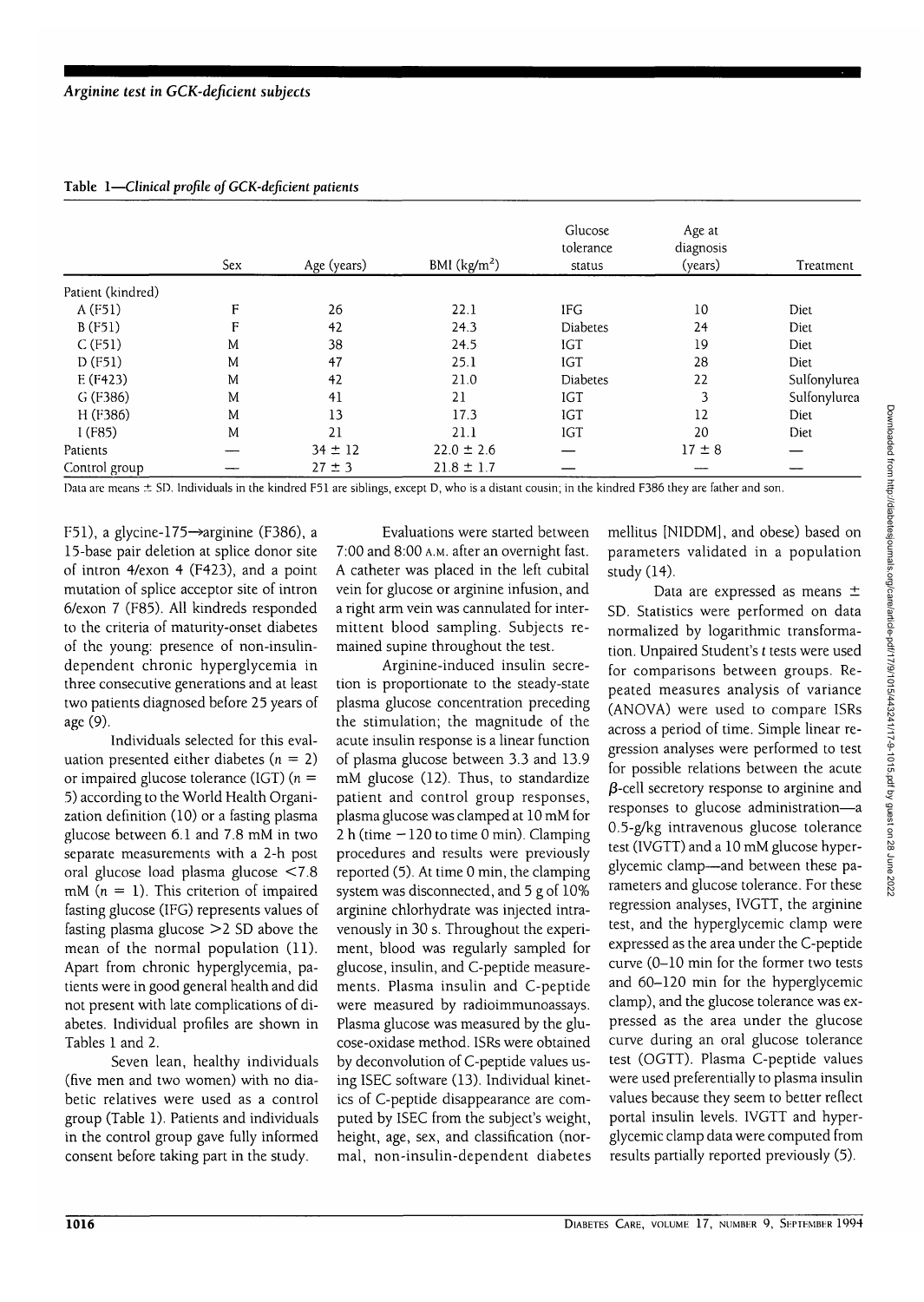**Table 1—*Clinical profile of GCK-deficient patients***

| | Sex | Age (years) | BMI (kg/m$^2$) | Glucose tolerance status | Age at diagnosis (years) | Treatment |
|---|---|---|---|---|---|---|
| Patient (kindred) | | | | | | |
| A (F51) | F | 26 | 22.1 | IFG | 10 | Diet |
| B (F51) | F | 42 | 24.3 | Diabetes | 24 | Diet |
| C (F51) | M | 38 | 24.5 | IGT | 19 | Diet |
| D (F51) | M | 47 | 25.1 | IGT | 28 | Diet |
| E (F423) | M | 42 | 21.0 | Diabetes | 22 | Sulfonylurea |
| G (F386) | M | 41 | 21 | IGT | 3 | Sulfonylurea |
| H (F386) | M | 13 | 17.3 | IGT | 12 | Diet |
| I (F85) | M | 21 | 21.1 | IGT | 20 | Diet |
| Patients | — | 34 ± 12 | 22.0 ± 2.6 | — | 17 ± 8 | — |
| Control group | — | 27 ± 3 | 21.8 ± 1.7 | — | — | — |

Data are means ± SD. Individuals in the kindred F51 are siblings, except D, who is a distant cousin; in the kindred F386 they are father and son.

F51), a glycine-175→arginine (F386), a 15-base pair deletion at splice donor site of intron 4/exon 4 (F423), and a point mutation of splice acceptor site of intron 6/exon 7 (F85). All kindreds responded to the criteria of maturity-onset diabetes of the young: presence of non-insulin-dependent chronic hyperglycemia in three consecutive generations and at least two patients diagnosed before 25 years of age (9).

Individuals selected for this evaluation presented either diabetes ($n = 2$) or impaired glucose tolerance (IGT) ($n = 5$) according to the World Health Organization definition (10) or a fasting plasma glucose between 6.1 and 7.8 mM in two separate measurements with a 2-h post oral glucose load plasma glucose <7.8 mM ($n = 1$). This criterion of impaired fasting glucose (IFG) represents values of fasting plasma glucose >2 SD above the mean of the normal population (11). Apart from chronic hyperglycemia, patients were in good general health and did not present with late complications of diabetes. Individual profiles are shown in Tables 1 and 2.

Seven lean, healthy individuals (five men and two women) with no diabetic relatives were used as a control group (Table 1). Patients and individuals in the control group gave fully informed consent before taking part in the study.

Evaluations were started between 7:00 and 8:00 A.M. after an overnight fast. A catheter was placed in the left cubital vein for glucose or arginine infusion, and a right arm vein was cannulated for intermittent blood sampling. Subjects remained supine throughout the test.

Arginine-induced insulin secretion is proportionate to the steady-state plasma glucose concentration preceding the stimulation; the magnitude of the acute insulin response is a linear function of plasma glucose between 3.3 and 13.9 mM glucose (12). Thus, to standardize patient and control group responses, plasma glucose was clamped at 10 mM for 2 h (time −120 to time 0 min). Clamping procedures and results were previously reported (5). At time 0 min, the clamping system was disconnected, and 5 g of 10% arginine chlorhydrate was injected intravenously in 30 s. Throughout the experiment, blood was regularly sampled for glucose, insulin, and C-peptide measurements. Plasma insulin and C-peptide were measured by radioimmunoassays. Plasma glucose was measured by the glucose-oxidase method. ISRs were obtained by deconvolution of C-peptide values using ISEC software (13). Individual kinetics of C-peptide disappearance are computed by ISEC from the subject's weight, height, age, sex, and classification (normal, non-insulin-dependent diabetes mellitus [NIDDM], and obese) based on parameters validated in a population study (14).

Data are expressed as means ± SD. Statistics were performed on data normalized by logarithmic transformation. Unpaired Student's $t$ tests were used for comparisons between groups. Repeated measures analysis of variance (ANOVA) were used to compare ISRs across a period of time. Simple linear regression analyses were performed to test for possible relations between the acute $\beta$-cell secretory response to arginine and responses to glucose administration—a 0.5-g/kg intravenous glucose tolerance test (IVGTT) and a 10 mM glucose hyperglycemic clamp—and between these parameters and glucose tolerance. For these regression analyses, IVGTT, the arginine test, and the hyperglycemic clamp were expressed as the area under the C-peptide curve (0–10 min for the former two tests and 60–120 min for the hyperglycemic clamp), and the glucose tolerance was expressed as the area under the glucose curve during an oral glucose tolerance test (OGTT). Plasma C-peptide values were used preferentially to plasma insulin values because they seem to better reflect portal insulin levels. IVGTT and hyperglycemic clamp data were computed from results partially reported previously (5).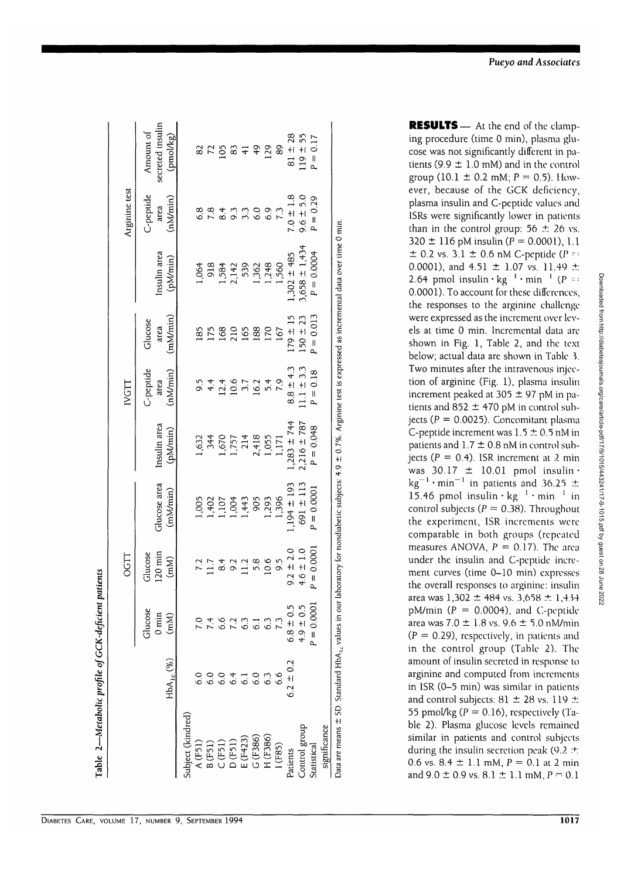**Table 2—Metabolic profile of GCK-deficient patients**

| | | OGTT | | | IVGTT | | | Arginine test | | |
|---|---|---|---|---|---|---|---|---|---|---|
| | $HbA_{1c}$ (%) | Glucose 0 min (mM) | Glucose 120 min (mM) | Glucose area (mM/min) | Insulin area (pM/min) | C-peptide area (nM/min) | Glucose area (mM/min) | Insulin area (pM/min) | C-peptide area (nM/min) | Amount of secreted insulin (pmol/kg) |
| Subject (kindred) | | | | | | | | | | |
| A (F51) | 6.0 | 7.0 | 7.2 | 1,005 | 1,632 | 9.5 | 185 | 1,064 | 6.8 | 82 |
| B (F51) | 6.0 | 7.4 | 11.7 | 1,402 | 344 | 4.4 | 175 | 918 | 7.8 | 72 |
| C (F51) | 6.0 | 6.6 | 8.4 | 1,107 | 1,670 | 12.4 | 168 | 1,584 | 8.4 | 105 |
| D (F51) | 6.4 | 7.2 | 9.2 | 1,004 | 1,757 | 10.6 | 210 | 2,142 | 9.3 | 83 |
| E (F423) | 6.1 | 6.3 | 11.2 | 1,443 | 214 | 3.7 | 165 | 539 | 3.3 | 41 |
| G (F386) | 6.0 | 6.1 | 5.8 | 905 | 2,418 | 16.2 | 188 | 1,362 | 6.0 | 49 |
| H (F386) | 6.3 | 6.3 | 10.6 | 1,293 | 1,055 | 5.4 | 170 | 1,248 | 6.9 | 129 |
| I (F85) | 6.6 | 7.3 | 9.5 | 1,396 | 1,171 | 7.9 | 167 | 1,560 | 7.3 | 89 |
| Patients | 6.2 ± 0.2 | 6.8 ± 0.5 | 9.2 ± 2.0 | 1,194 ± 193 | 1,283 ± 744 | 8.8 ± 4.3 | 179 ± 15 | 1,302 ± 485 | 7.0 ± 1.8 | 81 ± 28 |
| Control group | | 4.9 ± 0.5 | 4.6 ± 1.0 | 691 ± 113 | 2,216 ± 787 | 11.1 ± 3.3 | 150 ± 23 | 3,658 ± 1,434 | 9.6 ± 5.0 | 119 ± 55 |
| Statistical significance | | $P = 0.0001$ | $P = 0.0001$ | $P = 0.0001$ | $P = 0.048$ | $P = 0.18$ | $P = 0.013$ | $P = 0.0004$ | $P = 0.29$ | $P = 0.17$ |

Data are means ± SD. Standard $HbA_{1c}$ values in our laboratory for nondiabetic subjects: 4.9 ± 0.7%. Arginine test is expressed as incremental data over time 0 min.

**RESULTS** — At the end of the clamping procedure (time 0 min), plasma glucose was not significantly different in patients (9.9 ± 1.0 mM) and in the control group (10.1 ± 0.2 mM; $P = 0.5$). However, because of the GCK deficiency, plasma insulin and C-peptide values and ISRs were significantly lower in patients than in the control group: 56 ± 26 vs. 320 ± 116 pM insulin ($P = 0.0001$), 1.1 ± 0.2 vs. 3.1 ± 0.6 nM C-peptide ($P = 0.0001$), and 4.51 ± 1.07 vs. 11.49 ± 2.64 pmol insulin $\cdot$ $kg^{-1}$ $\cdot$ $min^{-1}$ ($P = 0.0001$). To account for these differences, the responses to the arginine challenge were expressed as the increment over levels at time 0 min. Incremental data are shown in Fig. 1, Table 2, and the text below; actual data are shown in Table 3. Two minutes after the intravenous injection of arginine (Fig. 1), plasma insulin increment peaked at 305 ± 97 pM in patients and 852 ± 470 pM in control subjects ($P = 0.0025$). Concomitant plasma C-peptide increment was 1.5 ± 0.5 nM in patients and 1.7 ± 0.8 nM in control subjects ($P = 0.4$). ISR increment at 2 min was 30.17 ± 10.01 pmol insulin $\cdot$ $kg^{-1}$ $\cdot$ $min^{-1}$ in patients and 36.25 ± 15.46 pmol insulin $\cdot$ $kg^{-1}$ $\cdot$ $min^{-1}$ in control subjects ($P = 0.38$). Throughout the experiment, ISR increments were comparable in both groups (repeated measures ANOVA, $P = 0.17$). The area under the insulin and C-peptide increment curves (time 0–10 min) expresses the overall responses to arginine: insulin area was 1,302 ± 484 vs. 3,658 ± 1,434 pM/min ($P = 0.0004$), and C-peptide area was 7.0 ± 1.8 vs. 9.6 ± 5.0 nM/min ($P = 0.29$), respectively, in patients and in the control group (Table 2). The amount of insulin secreted in response to arginine and computed from increments in ISR (0–5 min) was similar in patients and control subjects: 81 ± 28 vs. 119 ± 55 pmol/kg ($P = 0.16$), respectively (Table 2). Plasma glucose levels remained similar in patients and control subjects during the insulin secretion peak (9.2 ± 0.6 vs. 8.4 ± 1.1 mM, $P = 0.1$ at 2 min and 9.0 ± 0.9 vs. 8.1 ± 1.1 mM, $P = 0.1$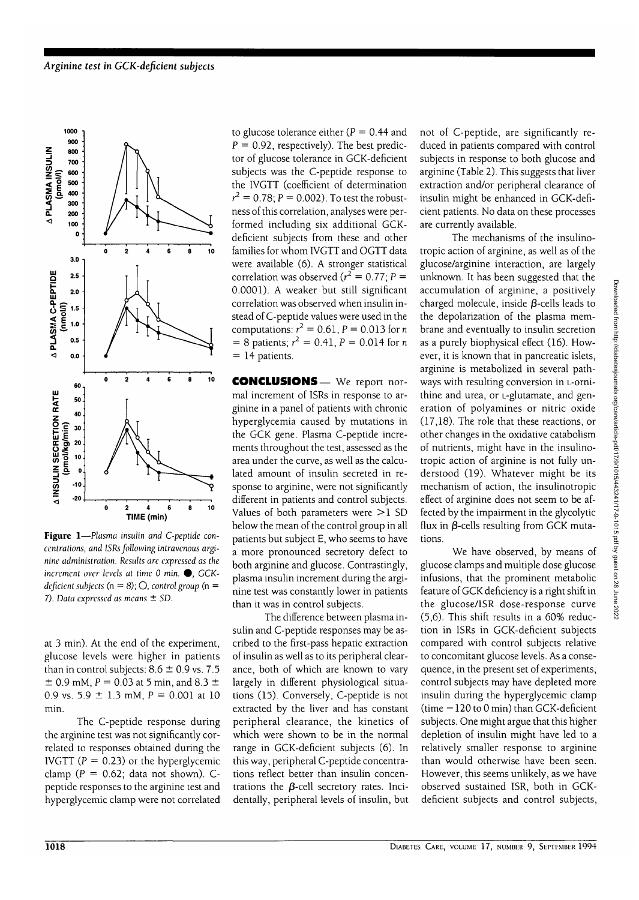Figure 1—*Plasma insulin and C-peptide concentrations, and ISRs following intravenous arginine administration. Results are expressed as the increment over levels at time 0 min.* ●, *GCK-deficient subjects (n = 8);* ○, *control group (n = 7). Data expressed as means ± SD.*

at 3 min). At the end of the experiment, glucose levels were higher in patients than in control subjects: 8.6 ± 0.9 vs. 7.5 ± 0.9 mM, $P = 0.03$ at 5 min, and 8.3 ± 0.9 vs. 5.9 ± 1.3 mM, $P = 0.001$ at 10 min.

The C-peptide response during the arginine test was not significantly correlated to responses obtained during the IVGTT ($P = 0.23$) or the hyperglycemic clamp ($P = 0.62$; data not shown). C-peptide responses to the arginine test and hyperglycemic clamp were not correlated to glucose tolerance either ($P = 0.44$ and $P = 0.92$, respectively). The best predictor of glucose tolerance in GCK-deficient subjects was the C-peptide response to the IVGTT (coefficient of determination $r^2 = 0.78$; $P = 0.002$). To test the robustness of this correlation, analyses were performed including six additional GCK-deficient subjects from these and other families for whom IVGTT and OGTT data were available (6). A stronger statistical correlation was observed ($r^2 = 0.77$; $P = 0.0001$). A weaker but still significant correlation was observed when insulin instead of C-peptide values were used in the computations: $r^2 = 0.61$, $P = 0.013$ for $n = 8$ patients; $r^2 = 0.41$, $P = 0.014$ for $n = 14$ patients.

## CONCLUSIONS

We report normal increment of ISRs in response to arginine in a panel of patients with chronic hyperglycemia caused by mutations in the GCK gene. Plasma C-peptide increments throughout the test, assessed as the area under the curve, as well as the calculated amount of insulin secreted in response to arginine, were not significantly different in patients and control subjects. Values of both parameters were >1 SD below the mean of the control group in all patients but subject E, who seems to have a more pronounced secretory defect to both arginine and glucose. Contrastingly, plasma insulin increment during the arginine test was constantly lower in patients than it was in control subjects.

The difference between plasma insulin and C-peptide responses may be ascribed to the first-pass hepatic extraction of insulin as well as to its peripheral clearance, both of which are known to vary largely in different physiological situations (15). Conversely, C-peptide is not extracted by the liver and has constant peripheral clearance, the kinetics of which were shown to be in the normal range in GCK-deficient subjects (6). In this way, peripheral C-peptide concentrations reflect better than insulin concentrations the β-cell secretory rates. Incidentally, peripheral levels of insulin, but not of C-peptide, are significantly reduced in patients compared with control subjects in response to both glucose and arginine (Table 2). This suggests that liver extraction and/or peripheral clearance of insulin might be enhanced in GCK-deficient patients. No data on these processes are currently available.

The mechanisms of the insulinotropic action of arginine, as well as of the glucose/arginine interaction, are largely unknown. It has been suggested that the accumulation of arginine, a positively charged molecule, inside β-cells leads to the depolarization of the plasma membrane and eventually to insulin secretion as a purely biophysical effect (16). However, it is known that in pancreatic islets, arginine is metabolized in several pathways with resulting conversion in L-ornithine and urea, or L-glutamate, and generation of polyamines or nitric oxide (17,18). The role that these reactions, or other changes in the oxidative catabolism of nutrients, might have in the insulinotropic action of arginine is not fully understood (19). Whatever might be its mechanism of action, the insulinotropic effect of arginine does not seem to be affected by the impairment in the glycolytic flux in β-cells resulting from GCK mutations.

We have observed, by means of glucose clamps and multiple dose glucose infusions, that the prominent metabolic feature of GCK deficiency is a right shift in the glucose/ISR dose-response curve (5,6). This shift results in a 60% reduction in ISRs in GCK-deficient subjects compared with control subjects relative to concomitant glucose levels. As a consequence, in the present set of experiments, control subjects may have depleted more insulin during the hyperglycemic clamp (time −120 to 0 min) than GCK-deficient subjects. One might argue that this higher depletion of insulin might have led to a relatively smaller response to arginine than would otherwise have been seen. However, this seems unlikely, as we have observed sustained ISR, both in GCK-deficient subjects and control subjects,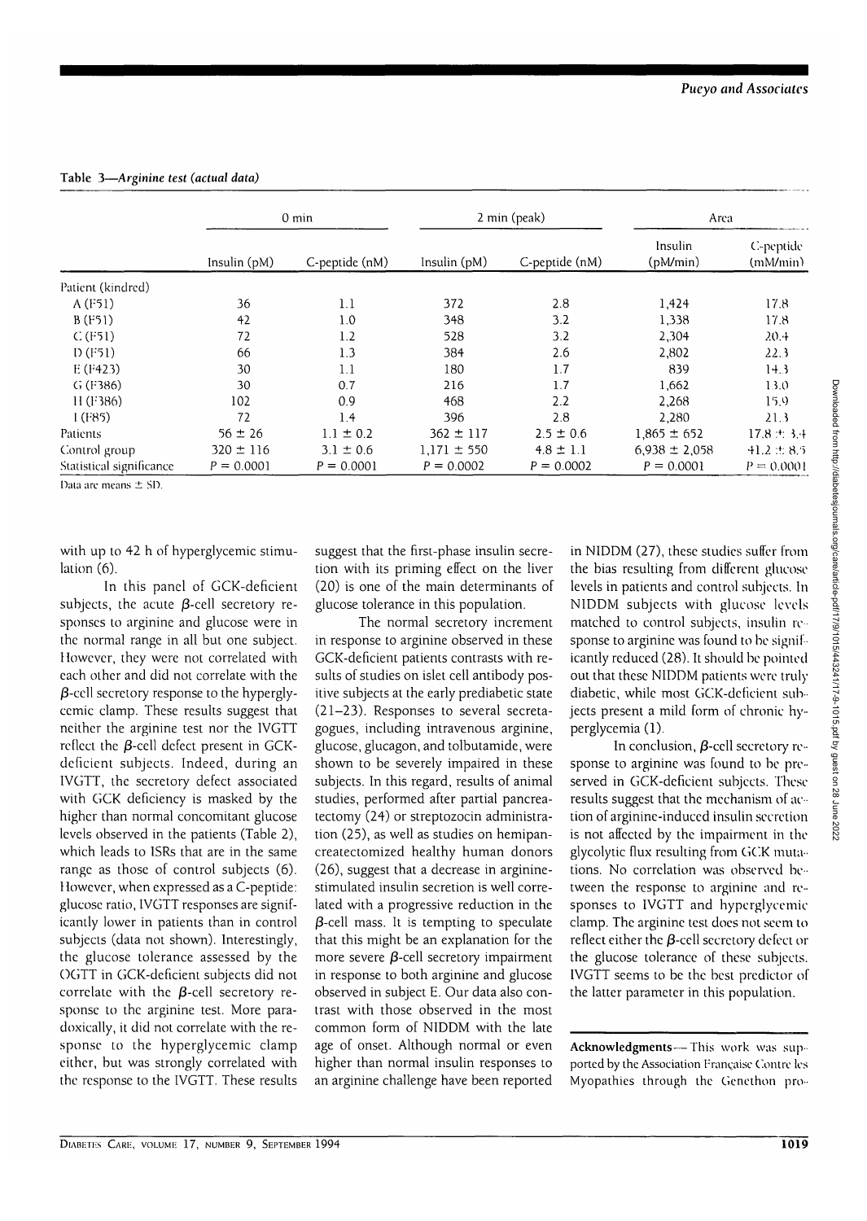**Table 3—*Arginine test (actual data)***

| | 0 min | | 2 min (peak) | | Area | |
|---|---|---|---|---|---|---|
| | Insulin (pM) | C-peptide (nM) | Insulin (pM) | C-peptide (nM) | Insulin (pM/min) | C-peptide (mM/min) |
| Patient (kindred) | | | | | | |
| A (F51) | 36 | 1.1 | 372 | 2.8 | 1,424 | 17.8 |
| B (F51) | 42 | 1.0 | 348 | 3.2 | 1,338 | 17.8 |
| C (F51) | 72 | 1.2 | 528 | 3.2 | 2,304 | 20.4 |
| D (F51) | 66 | 1.3 | 384 | 2.6 | 2,802 | 22.3 |
| E (F423) | 30 | 1.1 | 180 | 1.7 | 839 | 14.3 |
| G (F386) | 30 | 0.7 | 216 | 1.7 | 1,662 | 13.0 |
| H (F386) | 102 | 0.9 | 468 | 2.2 | 2,268 | 15.9 |
| I (F85) | 72 | 1.4 | 396 | 2.8 | 2,280 | 21.3 |
| Patients | 56 ± 26 | 1.1 ± 0.2 | 362 ± 117 | 2.5 ± 0.6 | 1,865 ± 652 | 17.8 ± 3.4 |
| Control group | 320 ± 116 | 3.1 ± 0.6 | 1,171 ± 550 | 4.8 ± 1.1 | 6,938 ± 2,058 | 41.2 ± 8.5 |
| Statistical significance | $P = 0.0001$ | $P = 0.0001$ | $P = 0.0002$ | $P = 0.0002$ | $P = 0.0001$ | $P = 0.0001$ |

Data are means ± SD.

with up to 42 h of hyperglycemic stimulation (6).

In this panel of GCK-deficient subjects, the acute β-cell secretory responses to arginine and glucose were in the normal range in all but one subject. However, they were not correlated with each other and did not correlate with the β-cell secretory response to the hyperglycemic clamp. These results suggest that neither the arginine test nor the IVGTT reflect the β-cell defect present in GCK-deficient subjects. Indeed, during an IVGTT, the secretory defect associated with GCK deficiency is masked by the higher than normal concomitant glucose levels observed in the patients (Table 2), which leads to ISRs that are in the same range as those of control subjects (6). However, when expressed as a C-peptide: glucose ratio, IVGTT responses are significantly lower in patients than in control subjects (data not shown). Interestingly, the glucose tolerance assessed by the OGTT in GCK-deficient subjects did not correlate with the β-cell secretory response to the arginine test. More paradoxically, it did not correlate with the response to the hyperglycemic clamp either, but was strongly correlated with the response to the IVGTT. These results suggest that the first-phase insulin secretion with its priming effect on the liver (20) is one of the main determinants of glucose tolerance in this population.

The normal secretory increment in response to arginine observed in these GCK-deficient patients contrasts with results of studies on islet cell antibody positive subjects at the early prediabetic state (21–23). Responses to several secretagogues, including intravenous arginine, glucose, glucagon, and tolbutamide, were shown to be severely impaired in these subjects. In this regard, results of animal studies, performed after partial pancreatectomy (24) or streptozocin administration (25), as well as studies on hemipancreatectomized healthy human donors (26), suggest that a decrease in arginine-stimulated insulin secretion is well correlated with a progressive reduction in the β-cell mass. It is tempting to speculate that this might be an explanation for the more severe β-cell secretory impairment in response to both arginine and glucose observed in subject E. Our data also contrast with those observed in the most common form of NIDDM with the late age of onset. Although normal or even higher than normal insulin responses to an arginine challenge have been reported in NIDDM (27), these studies suffer from the bias resulting from different glucose levels in patients and control subjects. In NIDDM subjects with glucose levels matched to control subjects, insulin response to arginine was found to be significantly reduced (28). It should be pointed out that these NIDDM patients were truly diabetic, while most GCK-deficient subjects present a mild form of chronic hyperglycemia (1).

In conclusion, β-cell secretory response to arginine was found to be preserved in GCK-deficient subjects. These results suggest that the mechanism of action of arginine-induced insulin secretion is not affected by the impairment in the glycolytic flux resulting from GCK mutations. No correlation was observed between the response to arginine and responses to IVGTT and hyperglycemic clamp. The arginine test does not seem to reflect either the β-cell secretory defect or the glucose tolerance of these subjects. IVGTT seems to be the best predictor of the latter parameter in this population.

**Acknowledgments**— This work was supported by the Association Française Contre les Myopathies through the Genethon pro-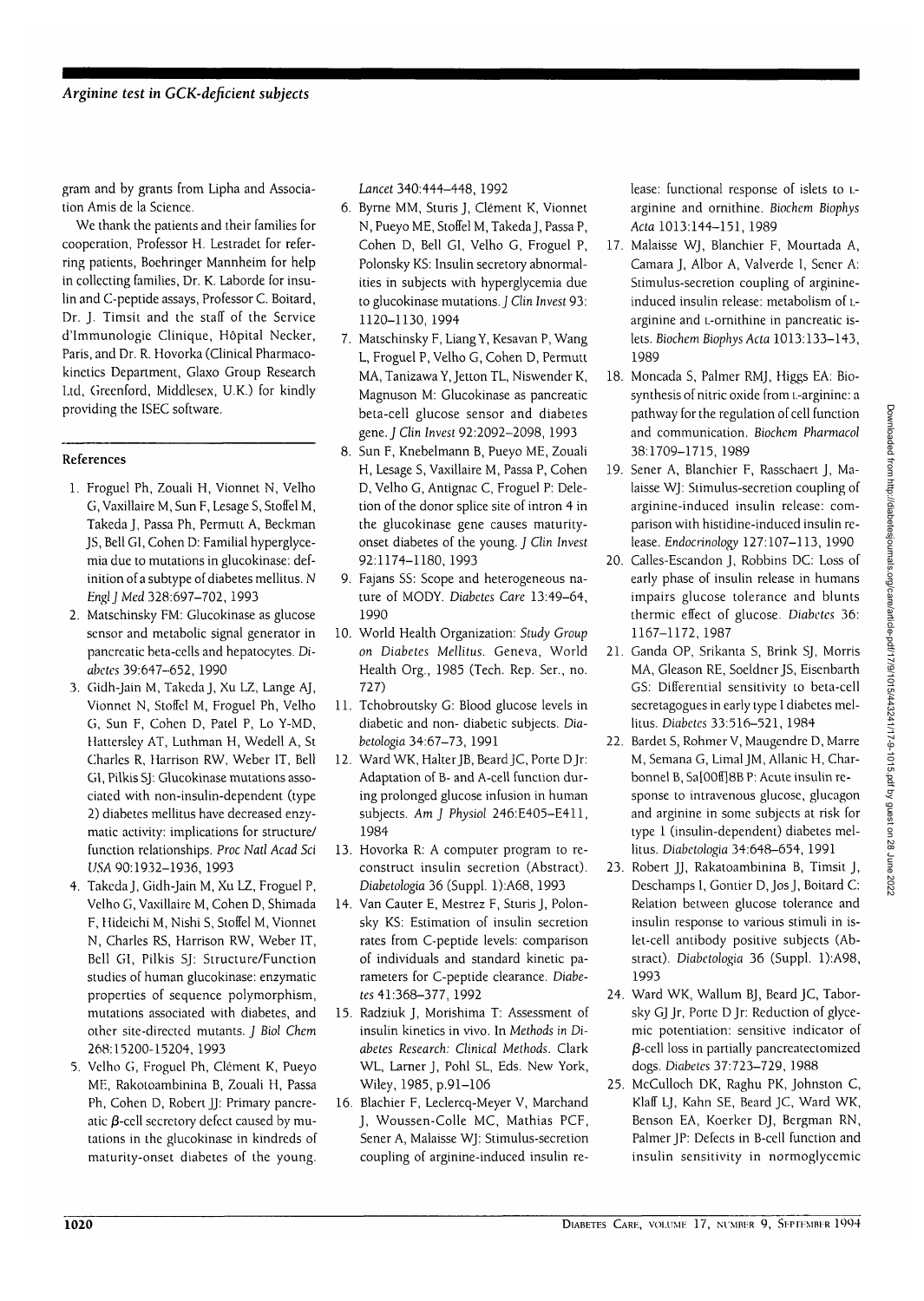gram and by grants from Lipha and Association Amis de la Science.

We thank the patients and their families for cooperation, Professor H. Lestradet for referring patients, Boehringer Mannheim for help in collecting families, Dr. K. Laborde for insulin and C-peptide assays, Professor C. Boitard, Dr. J. Timsit and the staff of the Service d'Immunologie Clinique, Hôpital Necker, Paris, and Dr. R. Hovorka (Clinical Pharmacokinetics Department, Glaxo Group Research Ltd, Greenford, Middlesex, U.K.) for kindly providing the ISEC software.

## References

1. Froguel Ph, Zouali H, Vionnet N, Velho G, Vaxillaire M, Sun F, Lesage S, Stoffel M, Takeda J, Passa Ph, Permutt A, Beckman JS, Bell GI, Cohen D: Familial hyperglycemia due to mutations in glucokinase: definition of a subtype of diabetes mellitus. *N Engl J Med* 328:697–702, 1993
2. Matschinsky FM: Glucokinase as glucose sensor and metabolic signal generator in pancreatic beta-cells and hepatocytes. *Diabetes* 39:647–652, 1990
3. Gidh-Jain M, Takeda J, Xu LZ, Lange AJ, Vionnet N, Stoffel M, Froguel Ph, Velho G, Sun F, Cohen D, Patel P, Lo Y-MD, Hattersley AT, Luthman H, Wedell A, St Charles R, Harrison RW, Weber IT, Bell GI, Pilkis SJ: Glucokinase mutations associated with non-insulin-dependent (type 2) diabetes mellitus have decreased enzymatic activity: implications for structure/function relationships. *Proc Natl Acad Sci USA* 90:1932–1936, 1993
4. Takeda J, Gidh-Jain M, Xu LZ, Froguel P, Velho G, Vaxillaire M, Cohen D, Shimada F, Hideichi M, Nishi S, Stoffel M, Vionnet N, Charles RS, Harrison RW, Weber IT, Bell GI, Pilkis SJ: Structure/Function studies of human glucokinase: enzymatic properties of sequence polymorphism, mutations associated with diabetes, and other site-directed mutants. *J Biol Chem* 268:15200-15204, 1993
5. Velho G, Froguel Ph, Clément K, Pueyo ME, Rakotoambinina B, Zouali H, Passa Ph, Cohen D, Robert JJ: Primary pancreatic β-cell secretory defect caused by mutations in the glucokinase in kindreds of maturity-onset diabetes of the young. *Lancet* 340:444–448, 1992
6. Byrne MM, Sturis J, Clément K, Vionnet N, Pueyo ME, Stoffel M, Takeda J, Passa P, Cohen D, Bell GI, Velho G, Froguel P, Polonsky KS: Insulin secretory abnormalities in subjects with hyperglycemia due to glucokinase mutations. *J Clin Invest* 93:1120–1130, 1994
7. Matschinsky F, Liang Y, Kesavan P, Wang L, Froguel P, Velho G, Cohen D, Permutt MA, Tanizawa Y, Jetton TL, Niswender K, Magnuson M: Glucokinase as pancreatic beta-cell glucose sensor and diabetes gene. *J Clin Invest* 92:2092–2098, 1993
8. Sun F, Knebelmann B, Pueyo ME, Zouali H, Lesage S, Vaxillaire M, Passa P, Cohen D, Velho G, Antignac C, Froguel P: Deletion of the donor splice site of intron 4 in the glucokinase gene causes maturity-onset diabetes of the young. *J Clin Invest* 92:1174–1180, 1993
9. Fajans SS: Scope and heterogeneous nature of MODY. *Diabetes Care* 13:49–64, 1990
10. World Health Organization: *Study Group on Diabetes Mellitus*. Geneva, World Health Org., 1985 (Tech. Rep. Ser., no. 727)
11. Tchobroutsky G: Blood glucose levels in diabetic and non- diabetic subjects. *Diabetologia* 34:67–73, 1991
12. Ward WK, Halter JB, Beard JC, Porte D Jr: Adaptation of B- and A-cell function during prolonged glucose infusion in human subjects. *Am J Physiol* 246:E405–E411, 1984
13. Hovorka R: A computer program to reconstruct insulin secretion (Abstract). *Diabetologia* 36 (Suppl. 1):A68, 1993
14. Van Cauter E, Mestrez F, Sturis J, Polonsky KS: Estimation of insulin secretion rates from C-peptide levels: comparison of individuals and standard kinetic parameters for C-peptide clearance. *Diabetes* 41:368–377, 1992
15. Radziuk J, Morishima T: Assessment of insulin kinetics in vivo. In *Methods in Diabetes Research: Clinical Methods*. Clark WL, Larner J, Pohl SL, Eds. New York, Wiley, 1985, p.91–106
16. Blachier F, Leclercq-Meyer V, Marchand J, Woussen-Colle MC, Mathias PCF, Sener A, Malaisse WJ: Stimulus-secretion coupling of arginine-induced insulin release: functional response of islets to L-arginine and ornithine. *Biochem Biophys Acta* 1013:144–151, 1989
17. Malaisse WJ, Blanchier F, Mourtada A, Camara J, Albor A, Valverde I, Sener A: Stimulus-secretion coupling of arginine-induced insulin release: metabolism of L-arginine and L-ornithine in pancreatic islets. *Biochem Biophys Acta* 1013:133–143, 1989
18. Moncada S, Palmer RMJ, Higgs EA: Biosynthesis of nitric oxide from L-arginine: a pathway for the regulation of cell function and communication. *Biochem Pharmacol* 38:1709–1715, 1989
19. Sener A, Blanchier F, Rasschaert J, Malaisse WJ: Stimulus-secretion coupling of arginine-induced insulin release: comparison with histidine-induced insulin release. *Endocrinology* 127:107–113, 1990
20. Calles-Escandon J, Robbins DC: Loss of early phase of insulin release in humans impairs glucose tolerance and blunts thermic effect of glucose. *Diabetes* 36:1167–1172, 1987
21. Ganda OP, Srikanta S, Brink SJ, Morris MA, Gleason RE, Soeldner JS, Eisenbarth GS: Differential sensitivity to beta-cell secretagogues in early type I diabetes mellitus. *Diabetes* 33:516–521, 1984
22. Bardet S, Rohmer V, Maugendre D, Marre M, Semana G, Limal JM, Allanic H, Charbonnel B, Sa[00ff]8B P: Acute insulin response to intravenous glucose, glucagon and arginine in some subjects at risk for type 1 (insulin-dependent) diabetes mellitus. *Diabetologia* 34:648–654, 1991
23. Robert JJ, Rakatoambinina B, Timsit J, Deschamps I, Gontier D, Jos J, Boitard C: Relation between glucose tolerance and insulin response to various stimuli in islet-cell antibody positive subjects (Abstract). *Diabetologia* 36 (Suppl. 1):A98, 1993
24. Ward WK, Wallum BJ, Beard JC, Taborsky GJ Jr, Porte D Jr: Reduction of glycemic potentiation: sensitive indicator of β-cell loss in partially pancreatectomized dogs. *Diabetes* 37:723–729, 1988
25. McCulloch DK, Raghu PK, Johnston C, Klaff LJ, Kahn SE, Beard JC, Ward WK, Benson EA, Koerker DJ, Bergman RN, Palmer JP: Defects in B-cell function and insulin sensitivity in normoglycemic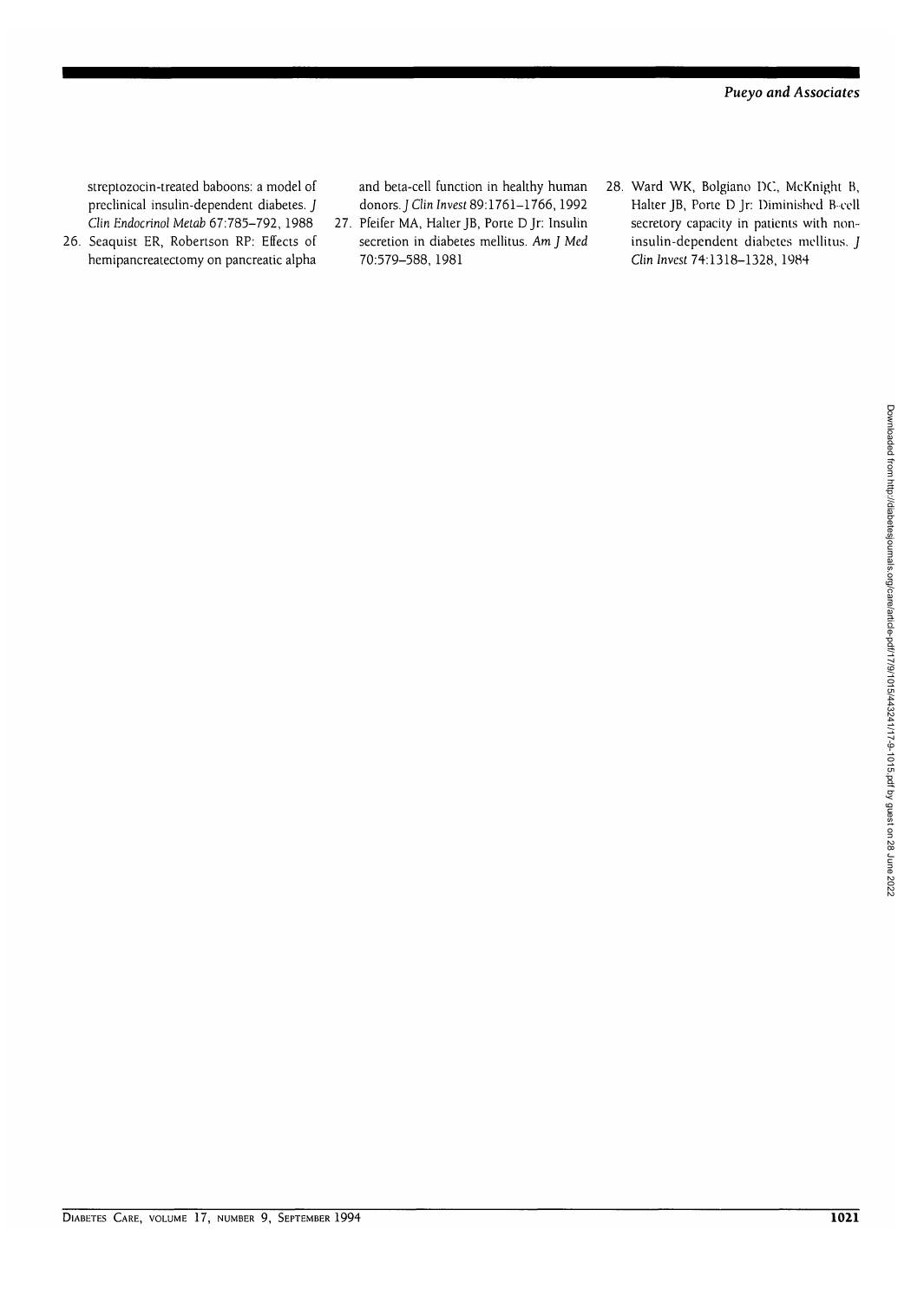streptozocin-treated baboons: a model of preclinical insulin-dependent diabetes. *J Clin Endocrinol Metab* 67:785–792, 1988

26. Seaquist ER, Robertson RP: Effects of hemipancreatectomy on pancreatic alpha and beta-cell function in healthy human donors. *J Clin Invest* 89:1761–1766, 1992
27. Pfeifer MA, Halter JB, Porte D Jr: Insulin secretion in diabetes mellitus. *Am J Med* 70:579–588, 1981
28. Ward WK, Bolgiano DC, McKnight B, Halter JB, Porte D Jr: Diminished B-cell secretory capacity in patients with non-insulin-dependent diabetes mellitus. *J Clin Invest* 74:1318–1328, 1984